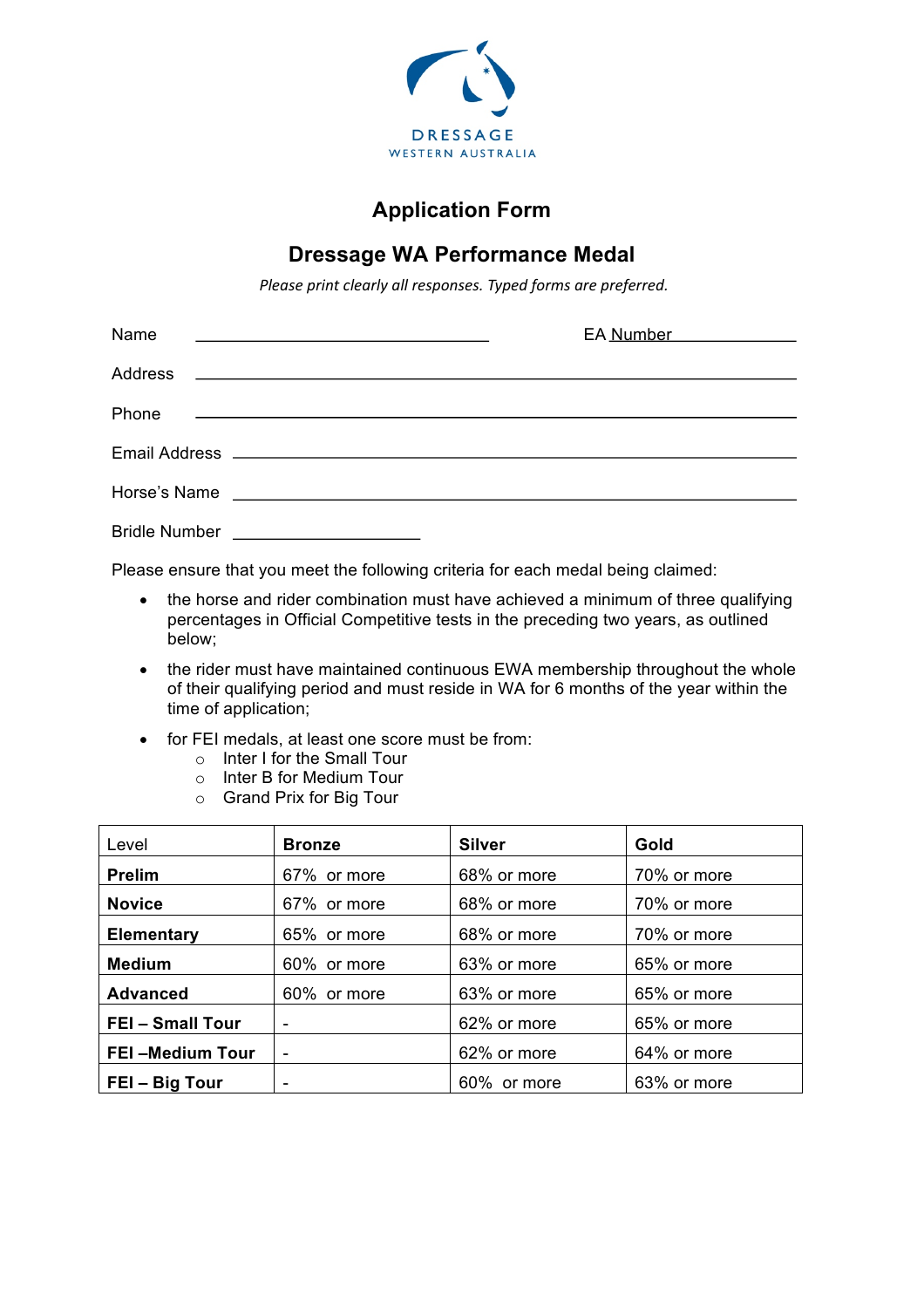DRESSAGE
WESTERN AUSTRALIA

# Application Form

## Dressage WA Performance Medal

*Please print clearly all responses. Typed forms are preferred.*

Name ______________________________ EA Number ______________

Address ____________________________________________________________

Phone ____________________________________________________________

Email Address ______________________________________________________

Horse's Name ______________________________________________________

Bridle Number ____________________

Please ensure that you meet the following criteria for each medal being claimed:

- the horse and rider combination must have achieved a minimum of three qualifying percentages in Official Competitive tests in the preceding two years, as outlined below;
- the rider must have maintained continuous EWA membership throughout the whole of their qualifying period and must reside in WA for 6 months of the year within the time of application;
- for FEI medals, at least one score must be from:
  - Inter I for the Small Tour
  - Inter B for Medium Tour
  - Grand Prix for Big Tour

| Level | **Bronze** | **Silver** | **Gold** |
|---|---|---|---|
| **Prelim** | 67% or more | 68% or more | 70% or more |
| **Novice** | 67% or more | 68% or more | 70% or more |
| **Elementary** | 65% or more | 68% or more | 70% or more |
| **Medium** | 60% or more | 63% or more | 65% or more |
| **Advanced** | 60% or more | 63% or more | 65% or more |
| **FEI – Small Tour** | - | 62% or more | 65% or more |
| **FEI –Medium Tour** | - | 62% or more | 64% or more |
| **FEI – Big Tour** | - | 60% or more | 63% or more |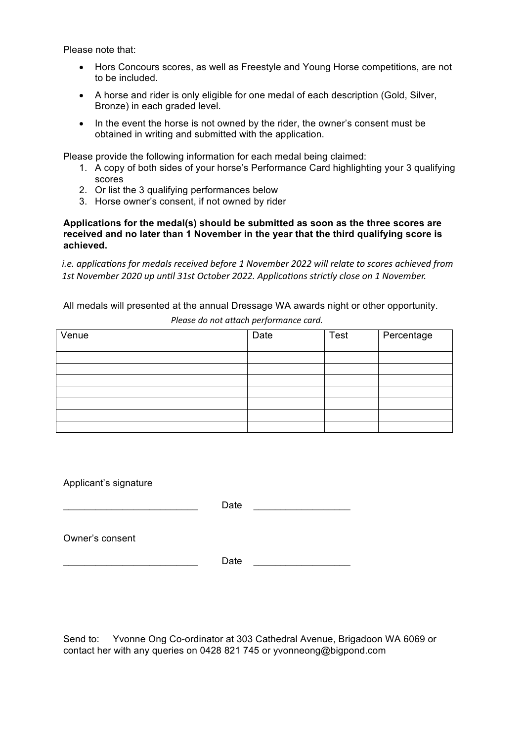Please note that:

- Hors Concours scores, as well as Freestyle and Young Horse competitions, are not to be included.
- A horse and rider is only eligible for one medal of each description (Gold, Silver, Bronze) in each graded level.
- In the event the horse is not owned by the rider, the owner's consent must be obtained in writing and submitted with the application.

Please provide the following information for each medal being claimed:

1. A copy of both sides of your horse's Performance Card highlighting your 3 qualifying scores
2. Or list the 3 qualifying performances below
3. Horse owner's consent, if not owned by rider

**Applications for the medal(s) should be submitted as soon as the three scores are received and no later than 1 November in the year that the third qualifying score is achieved.**

*i.e. applications for medals received before 1 November 2022 will relate to scores achieved from 1st November 2020 up until 31st October 2022. Applications strictly close on 1 November.*

All medals will presented at the annual Dressage WA awards night or other opportunity.

*Please do not attach performance card.*

| Venue | Date | Test | Percentage |
|---|---|---|---|
| | | | |
| | | | |
| | | | |
| | | | |
| | | | |
| | | | |
| | | | |

Applicant's signature

_________________________ Date _________________

Owner's consent

_________________________ Date _________________

Send to: Yvonne Ong Co-ordinator at 303 Cathedral Avenue, Brigadoon WA 6069 or contact her with any queries on 0428 821 745 or yvonneong@bigpond.com